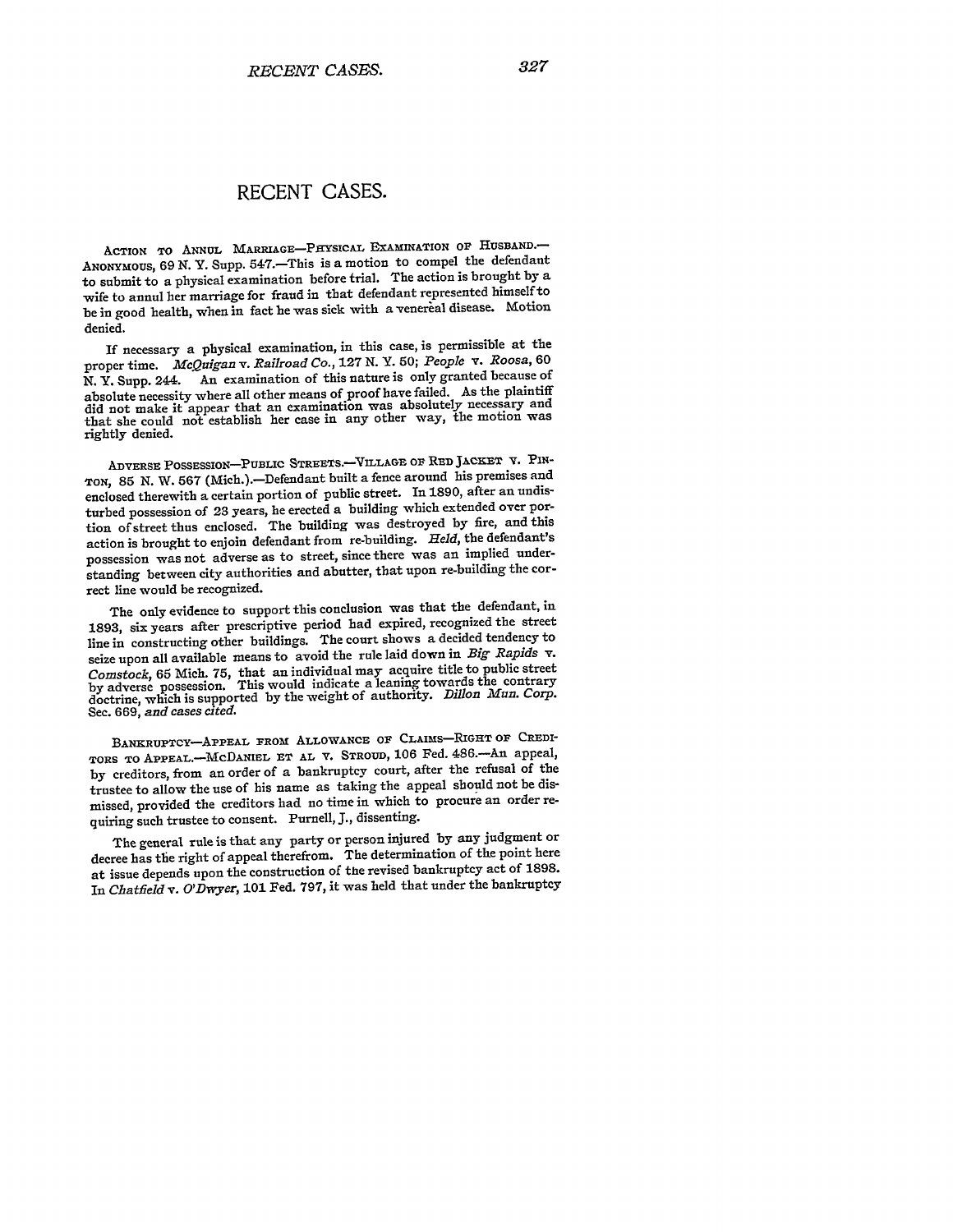# RECENT CASES.

ACTION TO ANNUL MARRIAGE—PHYSICAL EXAMINATION OF HUSBAND.—ANONYMOUS, 69 N. Y. Supp. 547.—This is a motion to compel the defendant to submit to a physical examination before trial. The action is brought by a wife to annul her marriage for fraud in that defendant represented himself to be in good health, when in fact he was sick with a venereal disease. Motion denied.

If necessary a physical examination, in this case, is permissible at the proper time. *McQuigan* v. *Railroad Co.*, 127 N. Y. 50; *People* v. *Roosa*, 60 N. Y. Supp. 244. An examination of this nature is only granted because of absolute necessity where all other means of proof have failed. As the plaintiff did not make it appear that an examination was absolutely necessary and that she could not establish her case in any other way, the motion was rightly denied.

ADVERSE POSSESSION—PUBLIC STREETS.—VILLAGE OF RED JACKET v. PINTON, 85 N. W. 567 (Mich.).—Defendant built a fence around his premises and enclosed therewith a certain portion of public street. In 1890, after an undisturbed possession of 23 years, he erected a building which extended over portion of street thus enclosed. The building was destroyed by fire, and this action is brought to enjoin defendant from re-building. *Held*, the defendant's possession was not adverse as to street, since there was an implied understanding between city authorities and abutter, that upon re-building the correct line would be recognized.

The only evidence to support this conclusion was that the defendant, in 1893, six years after prescriptive period had expired, recognized the street line in constructing other buildings. The court shows a decided tendency to seize upon all available means to avoid the rule laid down in *Big Rapids* v. *Comstock*, 65 Mich. 75, that an individual may acquire title to public street by adverse possession. This would indicate a leaning towards the contrary doctrine, which is supported by the weight of authority. *Dillon Mun. Corp.* Sec. 669, *and cases cited.*

BANKRUPTCY—APPEAL FROM ALLOWANCE OF CLAIMS—RIGHT OF CREDITORS TO APPEAL.—MCDANIEL ET AL v. STROUD, 106 Fed. 486.—An appeal, by creditors, from an order of a bankruptcy court, after the refusal of the trustee to allow the use of his name as taking the appeal should not be dismissed, provided the creditors had no time in which to procure an order requiring such trustee to consent. Purnell, J., dissenting.

The general rule is that any party or person injured by any judgment or decree has the right of appeal therefrom. The determination of the point here at issue depends upon the construction of the revised bankruptcy act of 1898. In *Chatfield* v. *O'Dwyer*, 101 Fed. 797, it was held that under the bankruptcy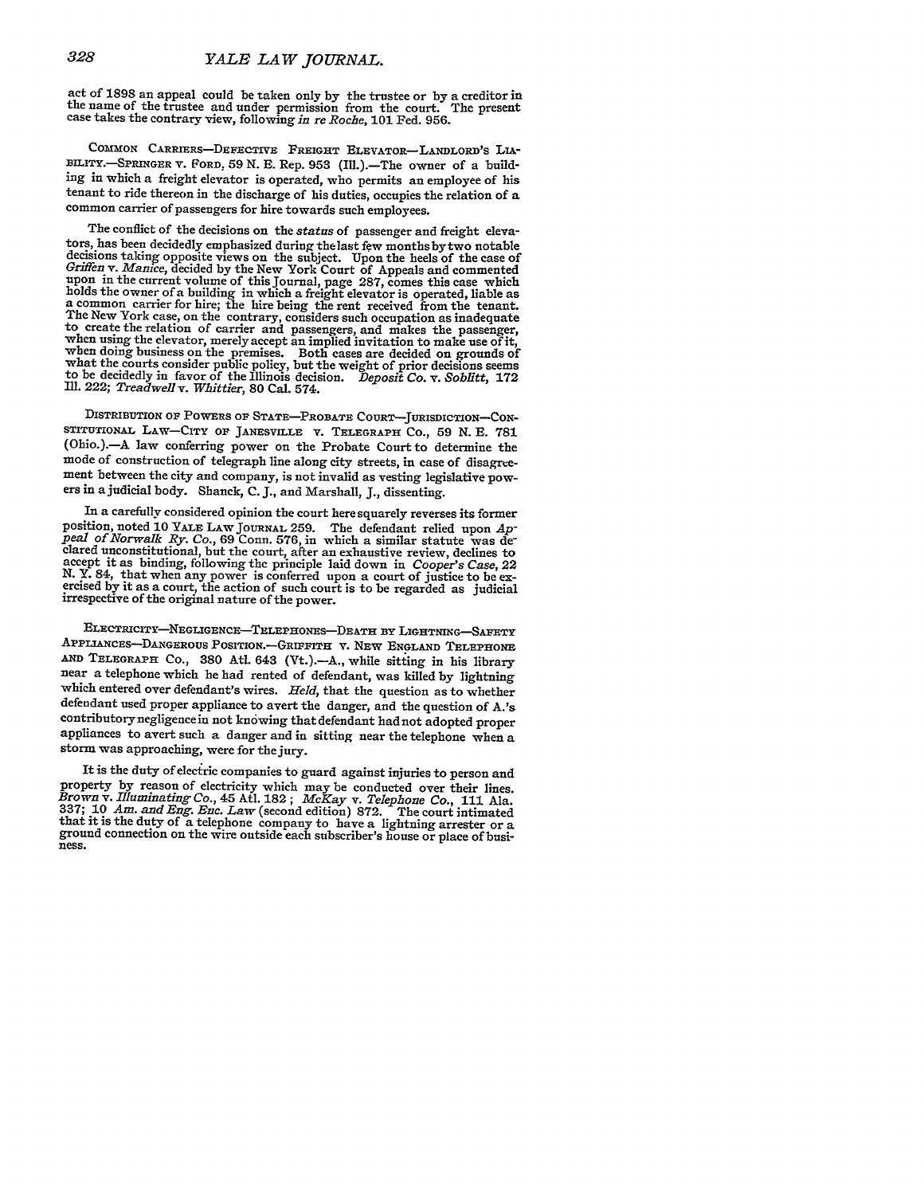act of 1898 an appeal could be taken only by the trustee or by a creditor in the name of the trustee and under permission from the court. The present case takes the contrary view, following *in re Roche*, 101 Fed. 956.

COMMON CARRIERS—DEFECTIVE FREIGHT ELEVATOR—LANDLORD'S LIABILITY.—SPRINGER V. FORD, 59 N. E. Rep. 953 (Ill.).—The owner of a building in which a freight elevator is operated, who permits an employee of his tenant to ride thereon in the discharge of his duties, occupies the relation of a common carrier of passengers for hire towards such employees.

The conflict of the decisions on the *status* of passenger and freight elevators, has been decidedly emphasized during the last few months by two notable decisions taking opposite views on the subject. Upon the heels of the case of *Griffen* v. *Manice*, decided by the New York Court of Appeals and commented upon in the current volume of this Journal, page 287, comes this case which holds the owner of a building in which a freight elevator is operated, liable as a common carrier for hire; the hire being the rent received from the tenant. The New York case, on the contrary, considers such occupation as inadequate to create the relation of carrier and passengers, and makes the passenger, when using the elevator, merely accept an implied invitation to make use of it, when doing business on the premises. Both cases are decided on grounds of what the courts consider public policy, but the weight of prior decisions seems to be decidedly in favor of the Illinois decision. *Deposit Co.* v. *Soblitt*, 172 Ill. 222; *Treadwell* v. *Whittier*, 80 Cal. 574.

DISTRIBUTION OF POWERS OF STATE—PROBATE COURT—JURISDICTION—CONSTITUTIONAL LAW—CITY OF JANESVILLE V. TELEGRAPH CO., 59 N. E. 781 (Ohio.).—A law conferring power on the Probate Court to determine the mode of construction of telegraph line along city streets, in case of disagreement between the city and company, is not invalid as vesting legislative powers in a judicial body. Shanck, C. J., and Marshall, J., dissenting.

In a carefully considered opinion the court here squarely reverses its former position, noted 10 YALE LAW JOURNAL 259. The defendant relied upon *Appeal of Norwalk Ry. Co.*, 69 Conn. 576, in which a similar statute was declared unconstitutional, but the court, after an exhaustive review, declines to accept it as binding, following the principle laid down in *Cooper's Case*, 22 N. Y. 84, that when any power is conferred upon a court of justice to be exercised by it as a court, the action of such court is to be regarded as judicial irrespective of the original nature of the power.

ELECTRICITY—NEGLIGENCE—TELEPHONES—DEATH BY LIGHTNING—SAFETY APPLIANCES—DANGEROUS POSITION.—GRIFFITH V. NEW ENGLAND TELEPHONE AND TELEGRAPH CO., 380 Atl. 643 (Vt.).—A., while sitting in his library near a telephone which he had rented of defendant, was killed by lightning which entered over defendant's wires. *Held*, that the question as to whether defendant used proper appliance to avert the danger, and the question of A.'s contributory negligence in not knowing that defendant had not adopted proper appliances to avert such a danger and in sitting near the telephone when a storm was approaching, were for the jury.

It is the duty of electric companies to guard against injuries to person and property by reason of electricity which may be conducted over their lines. *Brown* v. *Illuminating Co.*, 45 Atl. 182; *McKay* v. *Telephone Co.*, 111 Ala. 337; 10 *Am. and Eng. Enc. Law* (second edition) 872. The court intimated that it is the duty of a telephone company to have a lightning arrester or a ground connection on the wire outside each subscriber's house or place of business.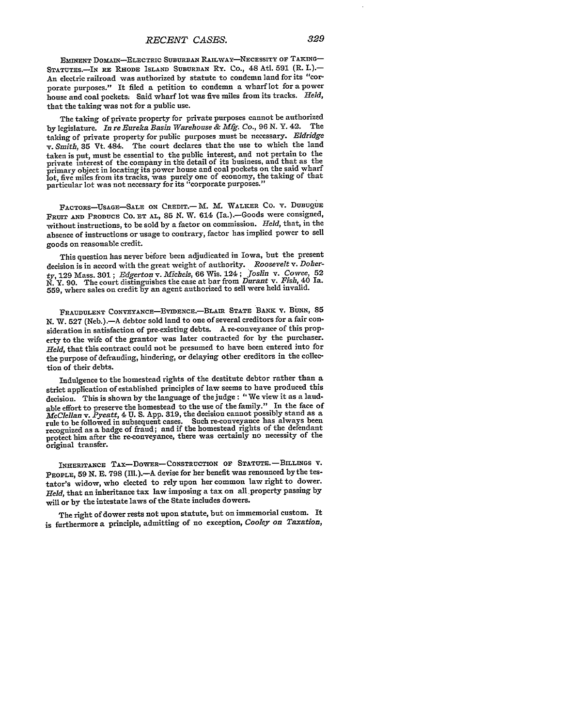EMINENT DOMAIN—ELECTRIC SUBURBAN RAILWAY—NECESSITY OF TAKING—STATUTES.—IN RE RHODE ISLAND SUBURBAN RY. CO., 48 Atl. 591 (R. I.).—An electric railroad was authorized by statute to condemn land for its "corporate purposes." It filed a petition to condemn a wharf lot for a power house and coal pockets. Said wharf lot was five miles from its tracks. *Held*, that the taking was not for a public use.

The taking of private property for private purposes cannot be authorized by legislature. *In re Eureka Basin Warehouse & Mfg. Co.*, 96 N. Y. 42. The taking of private property for public purposes must be necessary. *Eldridge v. Smith*, 35 Vt. 484. The court declares that the use to which the land taken is put, must be essential to the public interest, and not pertain to the private interest of the company in the detail of its business, and that as the primary object in locating its power house and coal pockets on the said wharf lot, five miles from its tracks, was purely one of economy, the taking of that particular lot was not necessary for its "corporate purposes."

FACTORS—USAGE—SALE ON CREDIT.—M. M. WALKER CO. V. DUBUQUE FRUIT AND PRODUCE CO. ET AL, 85 N. W. 614 (Ia.).—Goods were consigned, without instructions, to be sold by a factor on commission. *Held*, that, in the absence of instructions or usage to contrary, factor has implied power to sell goods on reasonable credit.

This question has never before been adjudicated in Iowa, but the present decision is in accord with the great weight of authority. *Roosevelt v. Doherty*, 129 Mass. 301; *Edgerton v. Michels*, 66 Wis. 124; *Joslin v. Cowee*, 52 N. Y. 90. The court distinguishes the case at bar from *Durant v. Fish*, 40 Ia. 559, where sales on credit by an agent authorized to sell were held invalid.

FRAUDULENT CONVEYANCE—EVIDENCE.—BLAIR STATE BANK V. BUNN, 85 N. W. 527 (Neb.).—A debtor sold land to one of several creditors for a fair consideration in satisfaction of pre-existing debts. A re-conveyance of this property to the wife of the grantor was later contracted for by the purchaser. *Held*, that this contract could not be presumed to have been entered into for the purpose of defrauding, hindering, or delaying other creditors in the collection of their debts.

Indulgence to the homestead rights of the destitute debtor rather than a strict application of established principles of law seems to have produced this decision. This is shown by the language of the judge: "We view it as a laudable effort to preserve the homestead to the use of the family." In the face of *McClellan v. Pyeatt*, 4 U. S. App. 319, the decision cannot possibly stand as a rule to be followed in subsequent cases. Such re-conveyance has always been recognized as a badge of fraud; and if the homestead rights of the defendant protect him after the re-conveyance, there was certainly no necessity of the original transfer.

INHERITANCE TAX—DOWER—CONSTRUCTION OF STATUTE.—BILLINGS V. PEOPLE, 59 N. E. 798 (Ill.).—A devise for her benefit was renounced by the testator's widow, who elected to rely upon her common law right to dower. *Held*, that an inheritance tax law imposing a tax on all property passing by will or by the intestate laws of the State includes dowers.

The right of dower rests not upon statute, but on immemorial custom. It is furthermore a principle, admitting of no exception, *Cooley on Taxation*,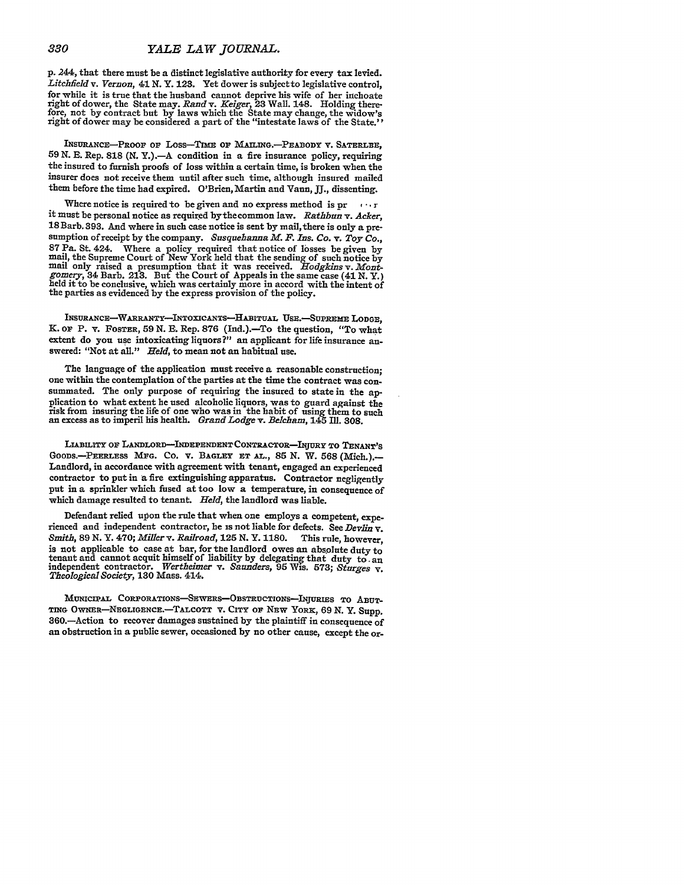p. 244, that there must be a distinct legislative authority for every tax levied. *Litchfield* v. *Vernon*, 41 N. Y. 123. Yet dower is subject to legislative control, for while it is true that the husband cannot deprive his wife of her inchoate right of dower, the State may. *Rand* v. *Keiger*, 23 Wall. 148. Holding therefore, not by contract but by laws which the State may change, the widow's right of dower may be considered a part of the "intestate laws of the State."

INSURANCE—PROOF OF LOSS—TIME OF MAILING.—PEABODY v. SATERLEE, 59 N. E. Rep. 818 (N. Y.).—A condition in a fire insurance policy, requiring the insured to furnish proofs of loss within a certain time, is broken when the insurer does not receive them until after such time, although insured mailed them before the time had expired. O'Brien, Martin and Vann, JJ., dissenting.

Where notice is required to be given and no express method is pr ... r it must be personal notice as required by the common law. *Rathbun* v. *Acker*, 18 Barb. 393. And where in such case notice is sent by mail, there is only a presumption of receipt by the company. *Susquehanna M. F. Ins. Co.* v. *Toy Co.*, 87 Pa. St. 424. Where a policy required that notice of losses be given by mail, the Supreme Court of New York held that the sending of such notice by mail only raised a presumption that it was received. *Hodgkins* v. *Montgomery*, 34 Barb. 213. But the Court of Appeals in the same case (41 N. Y.) held it to be conclusive, which was certainly more in accord with the intent of the parties as evidenced by the express provision of the policy.

INSURANCE—WARRANTY—INTOXICANTS—HABITUAL USE.—SUPREME LODGE, K. OF P. v. FOSTER, 59 N. E. Rep. 876 (Ind.).—To the question, "To what extent do you use intoxicating liquors?" an applicant for life insurance answered: "Not at all." *Held*, to mean not an habitual use.

The language of the application must receive a reasonable construction; one within the contemplation of the parties at the time the contract was consummated. The only purpose of requiring the insured to state in the application to what extent he used alcoholic liquors, was to guard against the risk from insuring the life of one who was in the habit of using them to such an excess as to imperil his health. *Grand Lodge* v. *Belcham*, 145 Ill. 308.

LIABILITY OF LANDLORD—INDEPENDENT CONTRACTOR—INJURY TO TENANT'S GOODS.—PEERLESS MFG. CO. v. BAGLEY ET AL., 85 N. W. 568 (Mich.).—Landlord, in accordance with agreement with tenant, engaged an experienced contractor to put in a fire extinguishing apparatus. Contractor negligently put in a sprinkler which fused at too low a temperature, in consequence of which damage resulted to tenant. *Held*, the landlord was liable.

Defendant relied upon the rule that when one employs a competent, experienced and independent contractor, he is not liable for defects. See *Devlin* v. *Smith*, 89 N. Y. 470; *Miller* v. *Railroad*, 125 N. Y. 1180. This rule, however, is not applicable to case at bar, for the landlord owes an absolute duty to tenant and cannot acquit himself of liability by delegating that duty to an independent contractor. *Wertheimer* v. *Saunders*, 95 Wis. 573; *Sturges* v. *Theological Society*, 130 Mass. 414.

MUNICIPAL CORPORATIONS—SEWERS—OBSTRUCTIONS—INJURIES TO ABUTTING OWNER—NEGLIGENCE.—TALCOTT v. CITY OF NEW YORK, 69 N. Y. Supp. 360.—Action to recover damages sustained by the plaintiff in consequence of an obstruction in a public sewer, occasioned by no other cause, except the or-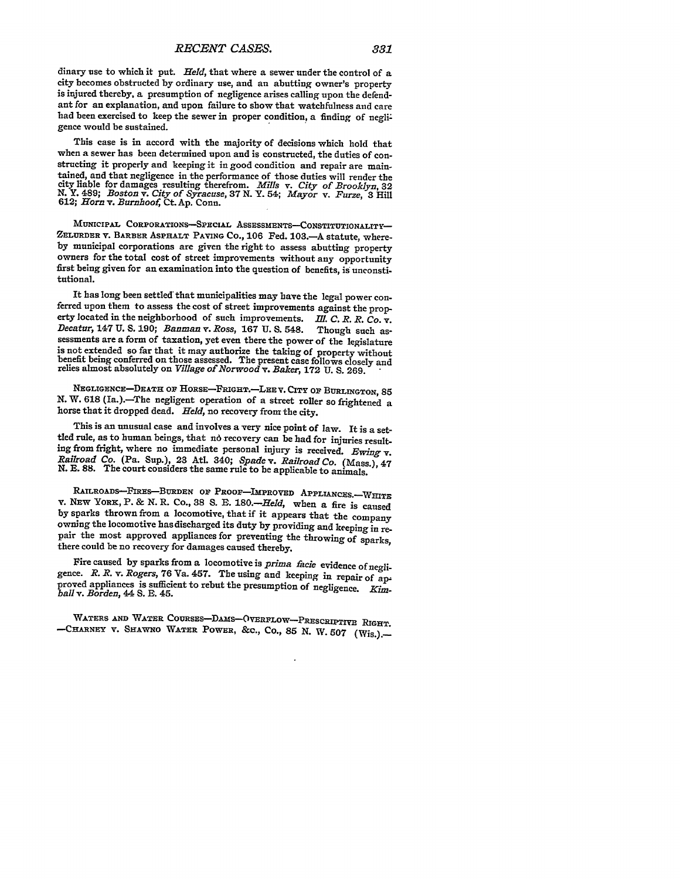dinary use to which it put. *Held*, that where a sewer under the control of a city becomes obstructed by ordinary use, and an abutting owner's property is injured thereby, a presumption of negligence arises calling upon the defendant for an explanation, and upon failure to show that watchfulness and care had been exercised to keep the sewer in proper condition, a finding of negligence would be sustained.

This case is in accord with the majority of decisions which hold that when a sewer has been determined upon and is constructed, the duties of constructing it properly and keeping it in good condition and repair are maintained, and that negligence in the performance of those duties will render the city liable for damages resulting therefrom. *Mills* v. *City of Brooklyn*, 32 N. Y. 489; *Boston* v. *City of Syracuse*, 37 N. Y. 54; *Mayor* v. *Furze*, 3 Hill 612; *Horn* v. *Burnhoof*, Ct. Ap. Conn.

MUNICIPAL CORPORATIONS—SPECIAL ASSESSMENTS—CONSTITUTIONALITY—ZELURDER v. BARBER ASPHALT PAVING CO., 106 Fed. 103.—A statute, whereby municipal corporations are given the right to assess abutting property owners for the total cost of street improvements without any opportunity first being given for an examination into the question of benefits, is unconstitutional.

It has long been settled that municipalities may have the legal power conferred upon them to assess the cost of street improvements against the property located in the neighborhood of such improvements. *Ill. C. R. R. Co.* v. *Decatur*, 147 U. S. 190; *Banman* v. *Ross*, 167 U. S. 548. Though such assessments are a form of taxation, yet even there the power of the legislature is not extended so far that it may authorize the taking of property without benefit being conferred on those assessed. The present case follows closely and relies almost absolutely on *Village of Norwood* v. *Baker*, 172 U. S. 269.

NEGLIGENCE—DEATH OF HORSE—FRIGHT.—LEE v. CITY OF BURLINGTON, 85 N. W. 618 (Ia.).—The negligent operation of a street roller so frightened a horse that it dropped dead. *Held*, no recovery from the city.

This is an unusual case and involves a very nice point of law. It is a settled rule, as to human beings, that no recovery can be had for injuries resulting from fright, where no immediate personal injury is received. *Ewing* v. *Railroad Co.* (Pa. Sup.), 23 Atl. 340; *Spade* v. *Railroad Co.* (Mass.), 47 N. E. 88. The court considers the same rule to be applicable to animals.

RAILROADS—FIRES—BURDEN OF PROOF—IMPROVED APPLIANCES.—WHITE v. NEW YORK, P. & N. R. CO., 38 S. E. 180.—*Held*, when a fire is caused by sparks thrown from a locomotive, that if it appears that the company owning the locomotive has discharged its duty by providing and keeping in repair the most approved appliances for preventing the throwing of sparks, there could be no recovery for damages caused thereby.

Fire caused by sparks from a locomotive is *prima facie* evidence of negligence. *R. R.* v. *Rogers*, 76 Va. 457. The using and keeping in repair of approved appliances is sufficient to rebut the presumption of negligence. *Kimball* v. *Borden*, 44 S. E. 45.

WATERS AND WATER COURSES—DAMS—OVERFLOW—PRESCRIPTIVE RIGHT.—CHARNEY v. SHAWNO WATER POWER, &c., CO., 85 N. W. 507 (Wis.).—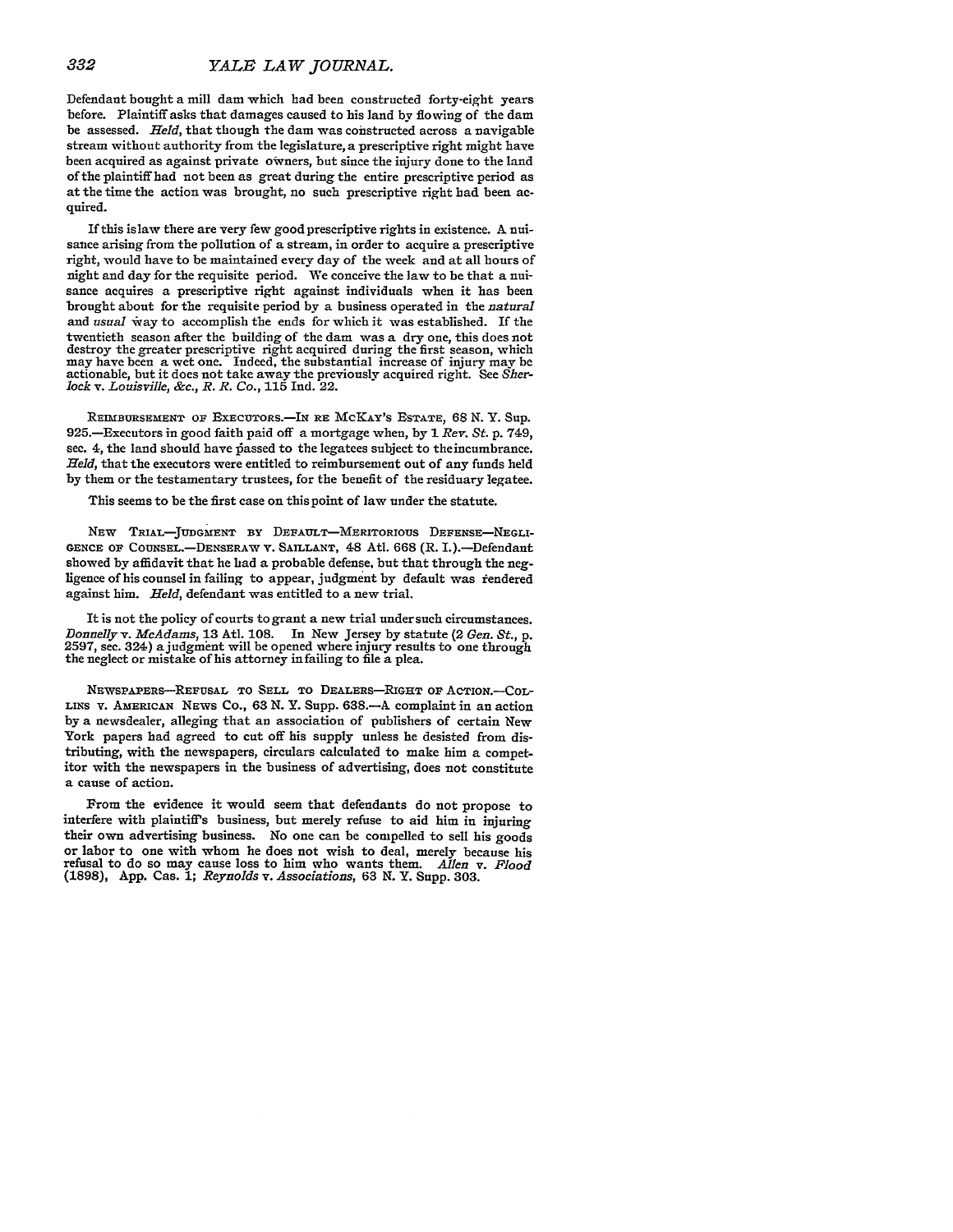Defendant bought a mill dam which had been constructed forty-eight years before. Plaintiff asks that damages caused to his land by flowing of the dam be assessed. *Held*, that though the dam was constructed across a navigable stream without authority from the legislature, a prescriptive right might have been acquired as against private owners, but since the injury done to the land of the plaintiff had not been as great during the entire prescriptive period as at the time the action was brought, no such prescriptive right had been acquired.

If this is law there are very few good prescriptive rights in existence. A nuisance arising from the pollution of a stream, in order to acquire a prescriptive right, would have to be maintained every day of the week and at all hours of night and day for the requisite period. We conceive the law to be that a nuisance acquires a prescriptive right against individuals when it has been brought about for the requisite period by a business operated in the *natural* and *usual* way to accomplish the ends for which it was established. If the twentieth season after the building of the dam was a dry one, this does not destroy the greater prescriptive right acquired during the first season, which may have been a wet one. Indeed, the substantial increase of injury may be actionable, but it does not take away the previously acquired right. See *Sherlock* v. *Louisville, &c., R. R. Co.*, 115 Ind. 22.

REIMBURSEMENT OF EXECUTORS.—IN RE MCKAY'S ESTATE, 68 N. Y. Sup. 925.—Executors in good faith paid off a mortgage when, by 1 *Rev. St.* p. 749, sec. 4, the land should have passed to the legatees subject to the incumbrance. *Held*, that the executors were entitled to reimbursement out of any funds held by them or the testamentary trustees, for the benefit of the residuary legatee.

This seems to be the first case on this point of law under the statute.

NEW TRIAL—JUDGMENT BY DEFAULT—MERITORIOUS DEFENSE—NEGLIGENCE OF COUNSEL.—DENSERAW v. SAILLANT, 48 Atl. 668 (R. I.).—Defendant showed by affidavit that he had a probable defense, but that through the negligence of his counsel in failing to appear, judgment by default was rendered against him. *Held*, defendant was entitled to a new trial.

It is not the policy of courts to grant a new trial under such circumstances. *Donnelly* v. *McAdams*, 13 Atl. 108. In New Jersey by statute (2 *Gen. St.*, p. 2597, sec. 324) a judgment will be opened where injury results to one through the neglect or mistake of his attorney in failing to file a plea.

NEWSPAPERS—REFUSAL TO SELL TO DEALERS—RIGHT OF ACTION.—COLLINS v. AMERICAN NEWS CO., 63 N. Y. Supp. 638.—A complaint in an action by a newsdealer, alleging that an association of publishers of certain New York papers had agreed to cut off his supply unless he desisted from distributing, with the newspapers, circulars calculated to make him a competitor with the newspapers in the business of advertising, does not constitute a cause of action.

From the evidence it would seem that defendants do not propose to interfere with plaintiff's business, but merely refuse to aid him in injuring their own advertising business. No one can be compelled to sell his goods or labor to one with whom he does not wish to deal, merely because his refusal to do so may cause loss to him who wants them. *Allen* v. *Flood* (1898), App. Cas. 1; *Reynolds* v. *Associations*, 63 N. Y. Supp. 303.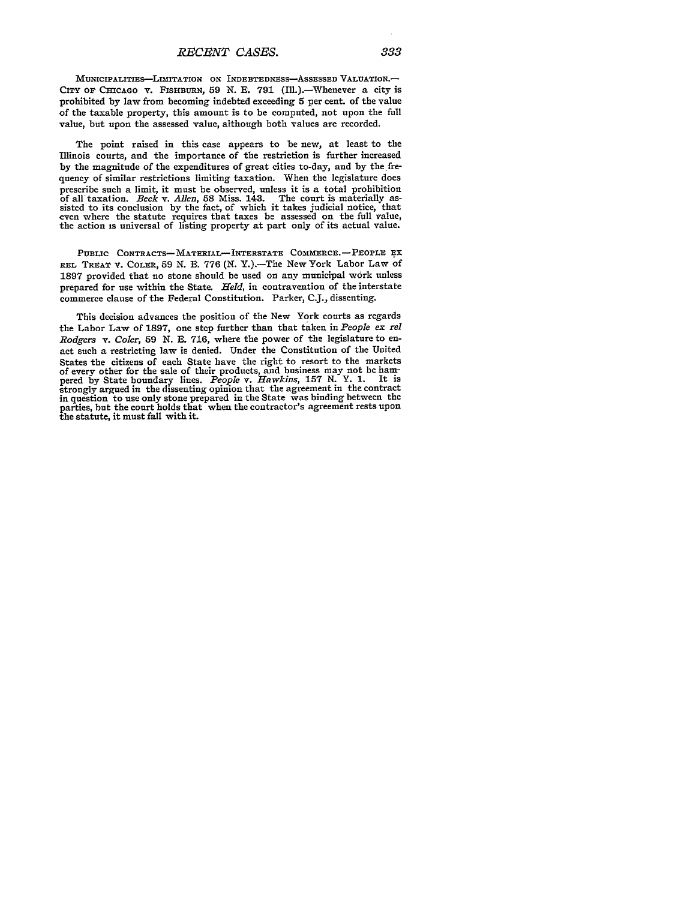MUNICIPALITIES—LIMITATION ON INDEBTEDNESS—ASSESSED VALUATION.—CITY OF CHICAGO v. FISHBURN, 59 N. E. 791 (Ill.).—Whenever a city is prohibited by law from becoming indebted exceeding 5 per cent. of the value of the taxable property, this amount is to be computed, not upon the full value, but upon the assessed value, although both values are recorded.

The point raised in this case appears to be new, at least to the Illinois courts, and the importance of the restriction is further increased by the magnitude of the expenditures of great cities to-day, and by the frequency of similar restrictions limiting taxation. When the legislature does prescribe such a limit, it must be observed, unless it is a total prohibition of all taxation. *Beck* v. *Allen*, 58 Miss. 143. The court is materially assisted to its conclusion by the fact, of which it takes judicial notice, that even where the statute requires that taxes be assessed on the full value, the action is universal of listing property at part only of its actual value.

PUBLIC CONTRACTS—MATERIAL—INTERSTATE COMMERCE.—PEOPLE EX REL TREAT v. COLER, 59 N. E. 776 (N. Y.).—The New York Labor Law of 1897 provided that no stone should be used on any municipal work unless prepared for use within the State. *Held*, in contravention of the interstate commerce clause of the Federal Constitution. Parker, C.J., dissenting.

This decision advances the position of the New York courts as regards the Labor Law of 1897, one step further than that taken in *People ex rel Rodgers* v. *Coler*, 59 N. E. 716, where the power of the legislature to enact such a restricting law is denied. Under the Constitution of the United States the citizens of each State have the right to resort to the markets of every other for the sale of their products, and business may not be hampered by State boundary lines. *People* v. *Hawkins*, 157 N. Y. 1. It is strongly argued in the dissenting opinion that the agreement in the contract in question to use only stone prepared in the State was binding between the parties, but the court holds that when the contractor's agreement rests upon the statute, it must fall with it.